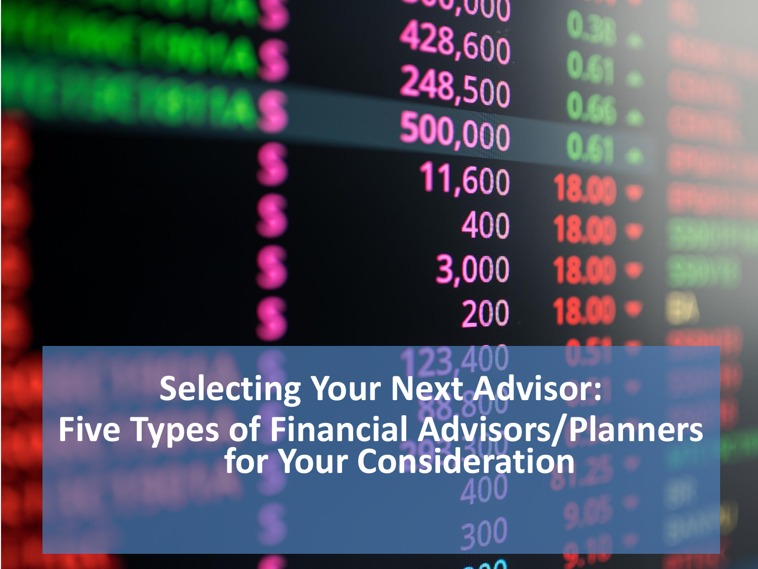# Selecting Your Next Advisor: Five Types of Financial Advisors/Planners for Your Consideration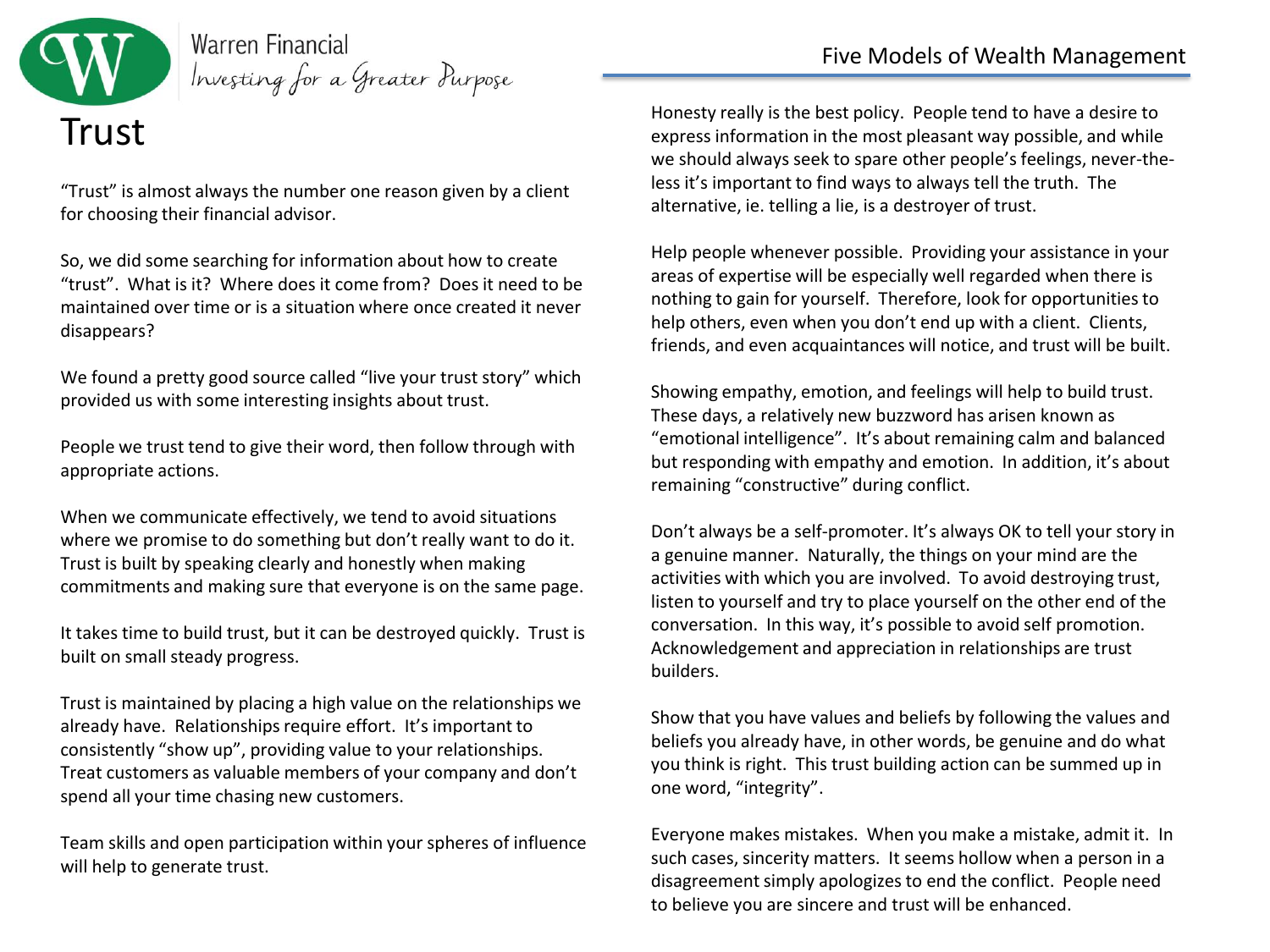# Trust

"Trust" is almost always the number one reason given by a client for choosing their financial advisor.

So, we did some searching for information about how to create "trust". What is it? Where does it come from? Does it need to be maintained over time or is a situation where once created it never disappears?

We found a pretty good source called "live your trust story" which provided us with some interesting insights about trust.

People we trust tend to give their word, then follow through with appropriate actions.

When we communicate effectively, we tend to avoid situations where we promise to do something but don't really want to do it. Trust is built by speaking clearly and honestly when making commitments and making sure that everyone is on the same page.

It takes time to build trust, but it can be destroyed quickly. Trust is built on small steady progress.

Trust is maintained by placing a high value on the relationships we already have. Relationships require effort. It's important to consistently "show up", providing value to your relationships. Treat customers as valuable members of your company and don't spend all your time chasing new customers.

Team skills and open participation within your spheres of influence will help to generate trust.

Honesty really is the best policy. People tend to have a desire to express information in the most pleasant way possible, and while we should always seek to spare other people's feelings, never-the-less it's important to find ways to always tell the truth. The alternative, ie. telling a lie, is a destroyer of trust.

Help people whenever possible. Providing your assistance in your areas of expertise will be especially well regarded when there is nothing to gain for yourself. Therefore, look for opportunities to help others, even when you don't end up with a client. Clients, friends, and even acquaintances will notice, and trust will be built.

Showing empathy, emotion, and feelings will help to build trust. These days, a relatively new buzzword has arisen known as "emotional intelligence". It's about remaining calm and balanced but responding with empathy and emotion. In addition, it's about remaining "constructive" during conflict.

Don't always be a self-promoter. It's always OK to tell your story in a genuine manner. Naturally, the things on your mind are the activities with which you are involved. To avoid destroying trust, listen to yourself and try to place yourself on the other end of the conversation. In this way, it's possible to avoid self promotion. Acknowledgement and appreciation in relationships are trust builders.

Show that you have values and beliefs by following the values and beliefs you already have, in other words, be genuine and do what you think is right. This trust building action can be summed up in one word, "integrity".

Everyone makes mistakes. When you make a mistake, admit it. In such cases, sincerity matters. It seems hollow when a person in a disagreement simply apologizes to end the conflict. People need to believe you are sincere and trust will be enhanced.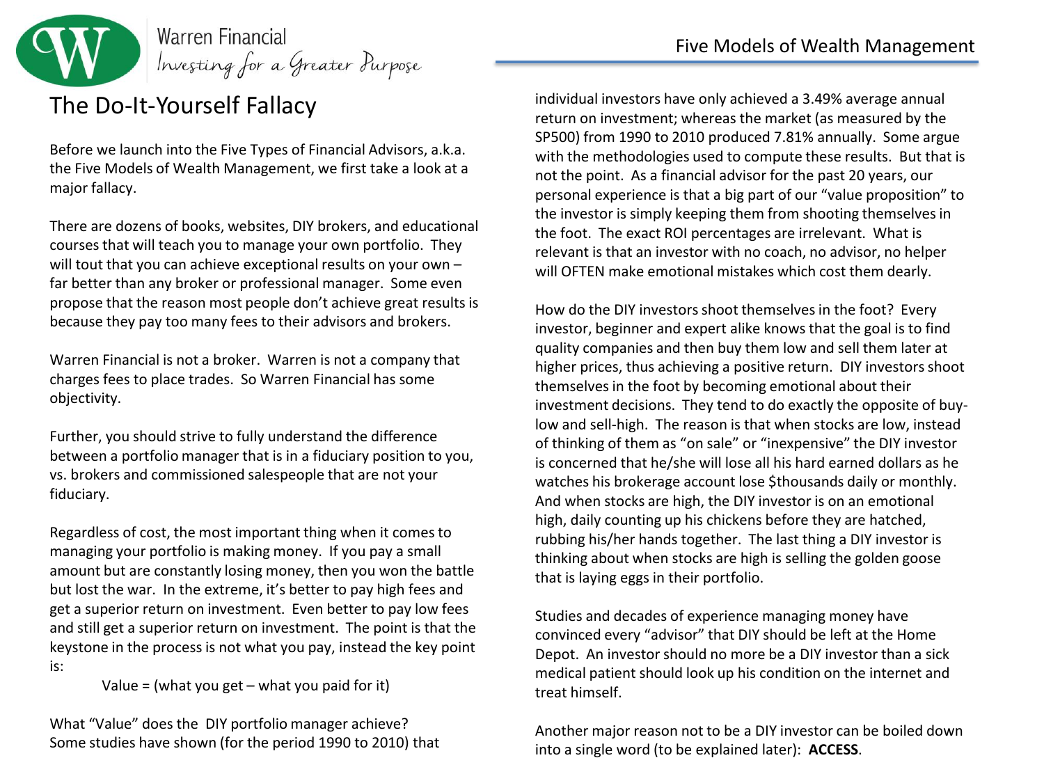# The Do-It-Yourself Fallacy

Before we launch into the Five Types of Financial Advisors, a.k.a. the Five Models of Wealth Management, we first take a look at a major fallacy.

There are dozens of books, websites, DIY brokers, and educational courses that will teach you to manage your own portfolio. They will tout that you can achieve exceptional results on your own – far better than any broker or professional manager. Some even propose that the reason most people don't achieve great results is because they pay too many fees to their advisors and brokers.

Warren Financial is not a broker. Warren is not a company that charges fees to place trades. So Warren Financial has some objectivity.

Further, you should strive to fully understand the difference between a portfolio manager that is in a fiduciary position to you, vs. brokers and commissioned salespeople that are not your fiduciary.

Regardless of cost, the most important thing when it comes to managing your portfolio is making money. If you pay a small amount but are constantly losing money, then you won the battle but lost the war. In the extreme, it's better to pay high fees and get a superior return on investment. Even better to pay low fees and still get a superior return on investment. The point is that the keystone in the process is not what you pay, instead the key point is:

Value = (what you get – what you paid for it)

What "Value" does the DIY portfolio manager achieve? Some studies have shown (for the period 1990 to 2010) that individual investors have only achieved a 3.49% average annual return on investment; whereas the market (as measured by the SP500) from 1990 to 2010 produced 7.81% annually. Some argue with the methodologies used to compute these results. But that is not the point. As a financial advisor for the past 20 years, our personal experience is that a big part of our "value proposition" to the investor is simply keeping them from shooting themselves in the foot. The exact ROI percentages are irrelevant. What is relevant is that an investor with no coach, no advisor, no helper will OFTEN make emotional mistakes which cost them dearly.

How do the DIY investors shoot themselves in the foot? Every investor, beginner and expert alike knows that the goal is to find quality companies and then buy them low and sell them later at higher prices, thus achieving a positive return. DIY investors shoot themselves in the foot by becoming emotional about their investment decisions. They tend to do exactly the opposite of buy-low and sell-high. The reason is that when stocks are low, instead of thinking of them as "on sale" or "inexpensive" the DIY investor is concerned that he/she will lose all his hard earned dollars as he watches his brokerage account lose $thousands daily or monthly. And when stocks are high, the DIY investor is on an emotional high, daily counting up his chickens before they are hatched, rubbing his/her hands together. The last thing a DIY investor is thinking about when stocks are high is selling the golden goose that is laying eggs in their portfolio.

Studies and decades of experience managing money have convinced every "advisor" that DIY should be left at the Home Depot. An investor should no more be a DIY investor than a sick medical patient should look up his condition on the internet and treat himself.

Another major reason not to be a DIY investor can be boiled down into a single word (to be explained later): **ACCESS**.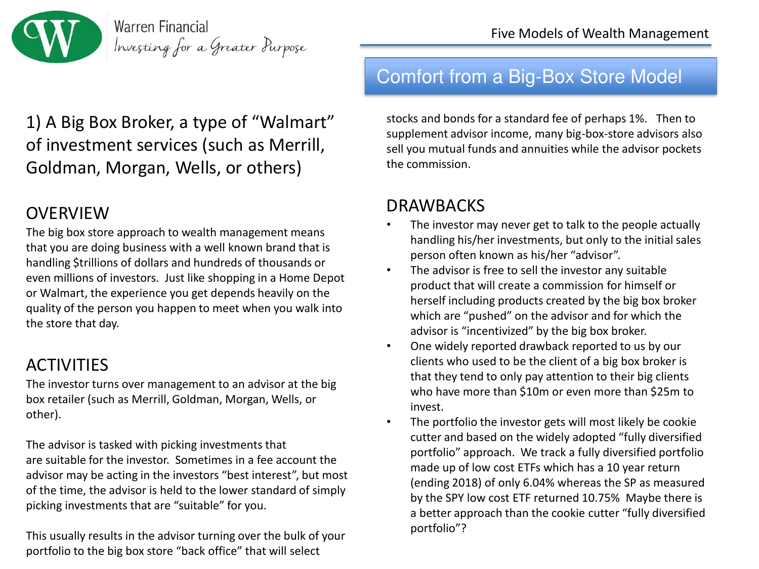## Comfort from a Big-Box Store Model

1) A Big Box Broker, a type of "Walmart" of investment services (such as Merrill, Goldman, Morgan, Wells, or others)

### OVERVIEW

The big box store approach to wealth management means that you are doing business with a well known brand that is handling $trillions of dollars and hundreds of thousands or even millions of investors. Just like shopping in a Home Depot or Walmart, the experience you get depends heavily on the quality of the person you happen to meet when you walk into the store that day.

### ACTIVITIES

The investor turns over management to an advisor at the big box retailer (such as Merrill, Goldman, Morgan, Wells, or other).

The advisor is tasked with picking investments that are suitable for the investor. Sometimes in a fee account the advisor may be acting in the investors "best interest", but most of the time, the advisor is held to the lower standard of simply picking investments that are "suitable" for you.

This usually results in the advisor turning over the bulk of your portfolio to the big box store "back office" that will select stocks and bonds for a standard fee of perhaps 1%. Then to supplement advisor income, many big-box-store advisors also sell you mutual funds and annuities while the advisor pockets the commission.

### DRAWBACKS

- The investor may never get to talk to the people actually handling his/her investments, but only to the initial sales person often known as his/her "advisor".
- The advisor is free to sell the investor any suitable product that will create a commission for himself or herself including products created by the big box broker which are "pushed" on the advisor and for which the advisor is "incentivized" by the big box broker.
- One widely reported drawback reported to us by our clients who used to be the client of a big box broker is that they tend to only pay attention to their big clients who have more than $10m or even more than $25m to invest.
- The portfolio the investor gets will most likely be cookie cutter and based on the widely adopted "fully diversified portfolio" approach. We track a fully diversified portfolio made up of low cost ETFs which has a 10 year return (ending 2018) of only 6.04% whereas the SP as measured by the SPY low cost ETF returned 10.75% Maybe there is a better approach than the cookie cutter "fully diversified portfolio"?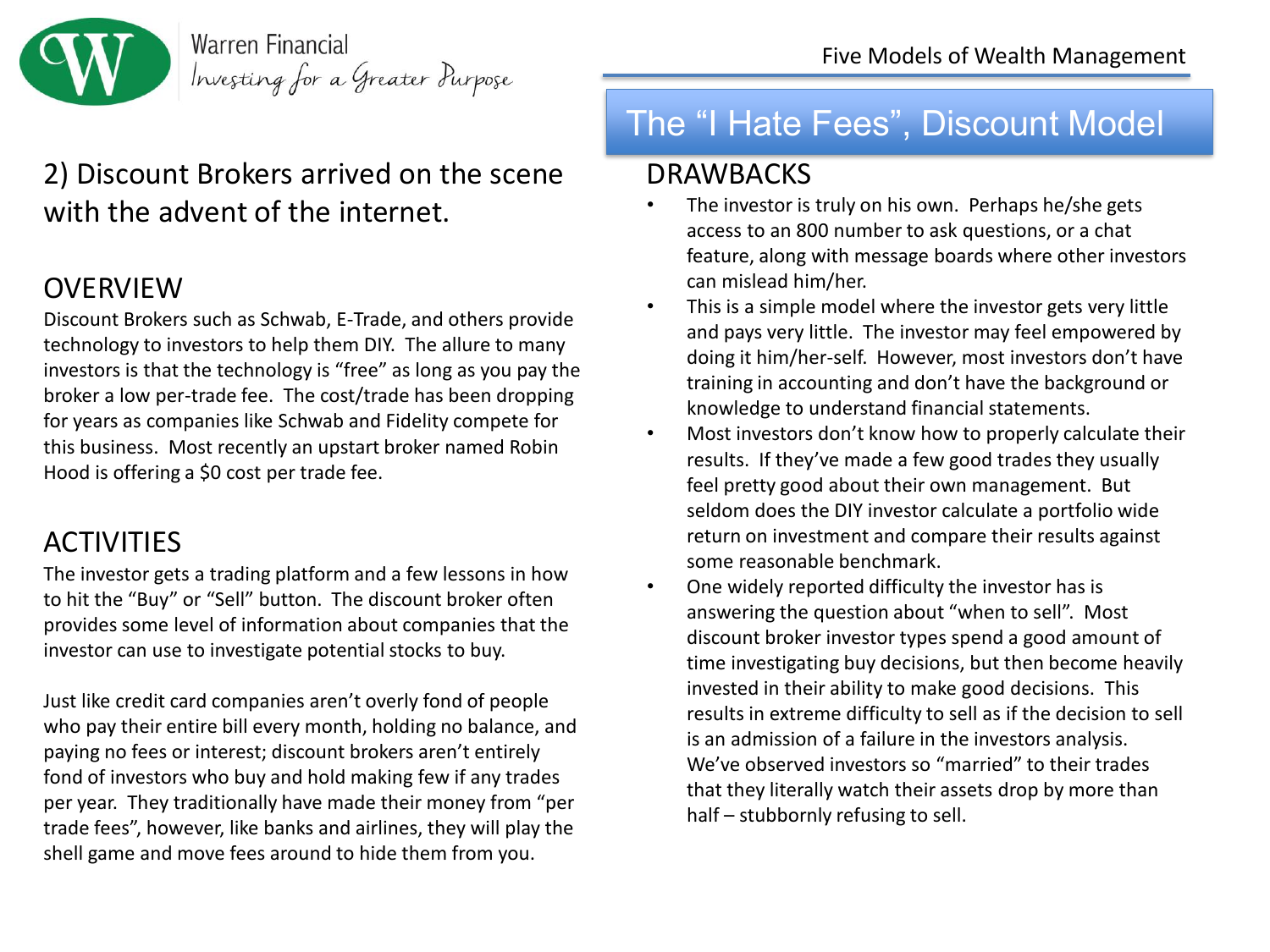## 2) Discount Brokers arrived on the scene with the advent of the internet.

### OVERVIEW

Discount Brokers such as Schwab, E-Trade, and others provide technology to investors to help them DIY. The allure to many investors is that the technology is "free" as long as you pay the broker a low per-trade fee. The cost/trade has been dropping for years as companies like Schwab and Fidelity compete for this business. Most recently an upstart broker named Robin Hood is offering a $0 cost per trade fee.

### ACTIVITIES

The investor gets a trading platform and a few lessons in how to hit the "Buy" or "Sell" button. The discount broker often provides some level of information about companies that the investor can use to investigate potential stocks to buy.

Just like credit card companies aren't overly fond of people who pay their entire bill every month, holding no balance, and paying no fees or interest; discount brokers aren't entirely fond of investors who buy and hold making few if any trades per year. They traditionally have made their money from "per trade fees", however, like banks and airlines, they will play the shell game and move fees around to hide them from you.

## The "I Hate Fees", Discount Model

### DRAWBACKS

- The investor is truly on his own. Perhaps he/she gets access to an 800 number to ask questions, or a chat feature, along with message boards where other investors can mislead him/her.
- This is a simple model where the investor gets very little and pays very little. The investor may feel empowered by doing it him/her-self. However, most investors don't have training in accounting and don't have the background or knowledge to understand financial statements.
- Most investors don't know how to properly calculate their results. If they've made a few good trades they usually feel pretty good about their own management. But seldom does the DIY investor calculate a portfolio wide return on investment and compare their results against some reasonable benchmark.
- One widely reported difficulty the investor has is answering the question about "when to sell". Most discount broker investor types spend a good amount of time investigating buy decisions, but then become heavily invested in their ability to make good decisions. This results in extreme difficulty to sell as if the decision to sell is an admission of a failure in the investors analysis. We've observed investors so "married" to their trades that they literally watch their assets drop by more than half – stubbornly refusing to sell.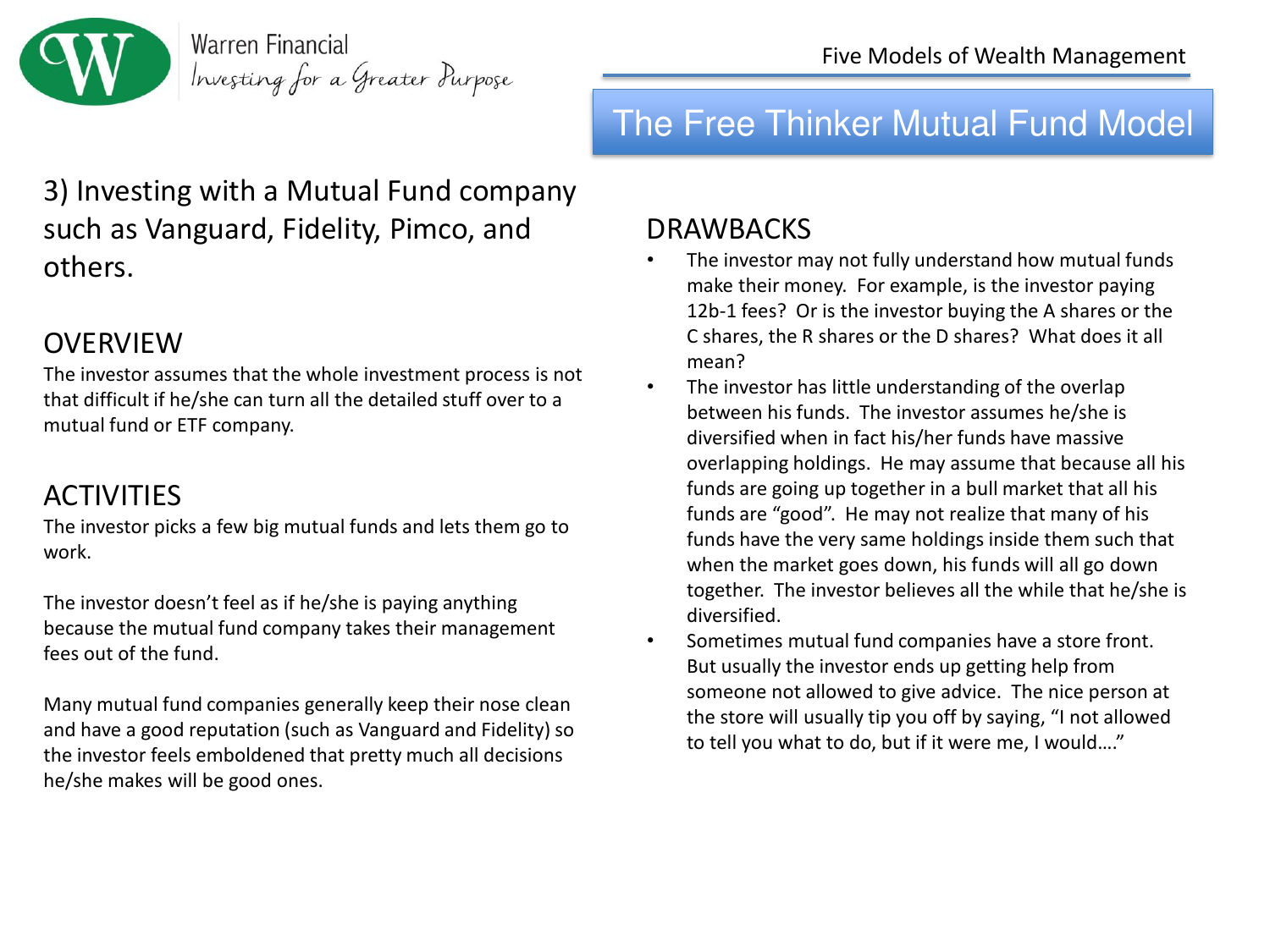# The Free Thinker Mutual Fund Model

3) Investing with a Mutual Fund company such as Vanguard, Fidelity, Pimco, and others.

## OVERVIEW

The investor assumes that the whole investment process is not that difficult if he/she can turn all the detailed stuff over to a mutual fund or ETF company.

## ACTIVITIES

The investor picks a few big mutual funds and lets them go to work.

The investor doesn't feel as if he/she is paying anything because the mutual fund company takes their management fees out of the fund.

Many mutual fund companies generally keep their nose clean and have a good reputation (such as Vanguard and Fidelity) so the investor feels emboldened that pretty much all decisions he/she makes will be good ones.

## DRAWBACKS

- The investor may not fully understand how mutual funds make their money. For example, is the investor paying 12b-1 fees? Or is the investor buying the A shares or the C shares, the R shares or the D shares? What does it all mean?
- The investor has little understanding of the overlap between his funds. The investor assumes he/she is diversified when in fact his/her funds have massive overlapping holdings. He may assume that because all his funds are going up together in a bull market that all his funds are "good". He may not realize that many of his funds have the very same holdings inside them such that when the market goes down, his funds will all go down together. The investor believes all the while that he/she is diversified.
- Sometimes mutual fund companies have a store front. But usually the investor ends up getting help from someone not allowed to give advice. The nice person at the store will usually tip you off by saying, "I not allowed to tell you what to do, but if it were me, I would…."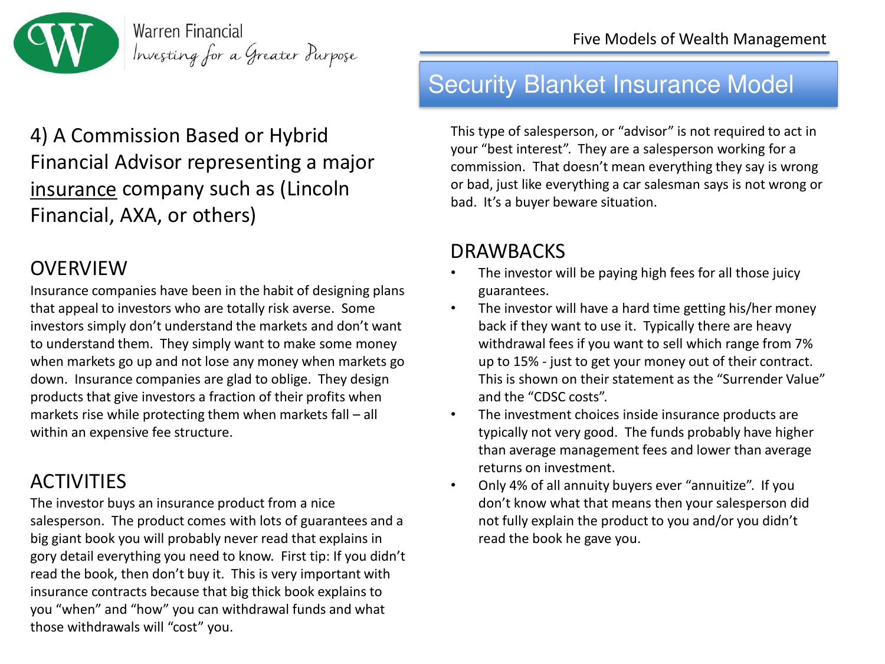# Security Blanket Insurance Model

## 4) A Commission Based or Hybrid Financial Advisor representing a major insurance company such as (Lincoln Financial, AXA, or others)

### OVERVIEW

Insurance companies have been in the habit of designing plans that appeal to investors who are totally risk averse. Some investors simply don't understand the markets and don't want to understand them. They simply want to make some money when markets go up and not lose any money when markets go down. Insurance companies are glad to oblige. They design products that give investors a fraction of their profits when markets rise while protecting them when markets fall – all within an expensive fee structure.

### ACTIVITIES

The investor buys an insurance product from a nice salesperson. The product comes with lots of guarantees and a big giant book you will probably never read that explains in gory detail everything you need to know. First tip: If you didn't read the book, then don't buy it. This is very important with insurance contracts because that big thick book explains to you "when" and "how" you can withdrawal funds and what those withdrawals will "cost" you.

This type of salesperson, or "advisor" is not required to act in your "best interest". They are a salesperson working for a commission. That doesn't mean everything they say is wrong or bad, just like everything a car salesman says is not wrong or bad. It's a buyer beware situation.

### DRAWBACKS

- The investor will be paying high fees for all those juicy guarantees.
- The investor will have a hard time getting his/her money back if they want to use it. Typically there are heavy withdrawal fees if you want to sell which range from 7% up to 15% - just to get your money out of their contract. This is shown on their statement as the "Surrender Value" and the "CDSC costs".
- The investment choices inside insurance products are typically not very good. The funds probably have higher than average management fees and lower than average returns on investment.
- Only 4% of all annuity buyers ever "annuitize". If you don't know what that means then your salesperson did not fully explain the product to you and/or you didn't read the book he gave you.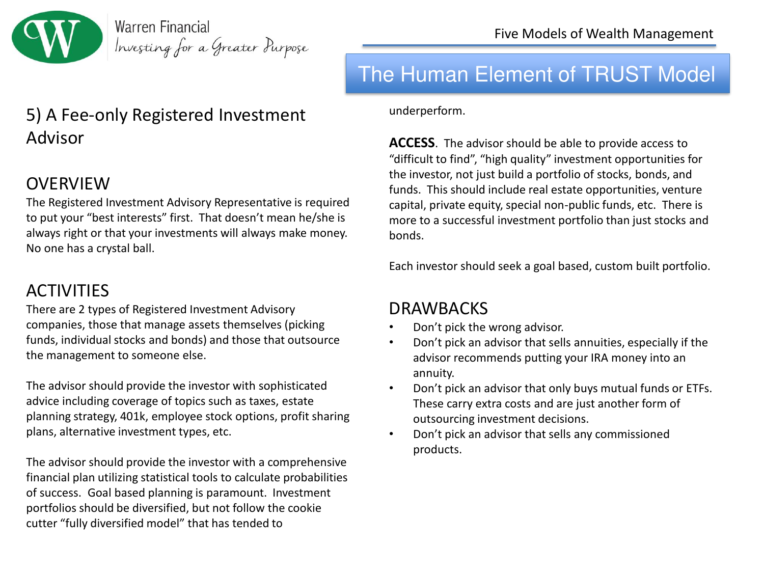## The Human Element of TRUST Model

### 5) A Fee-only Registered Investment Advisor

### OVERVIEW

The Registered Investment Advisory Representative is required to put your “best interests” first. That doesn’t mean he/she is always right or that your investments will always make money. No one has a crystal ball.

### ACTIVITIES

There are 2 types of Registered Investment Advisory companies, those that manage assets themselves (picking funds, individual stocks and bonds) and those that outsource the management to someone else.

The advisor should provide the investor with sophisticated advice including coverage of topics such as taxes, estate planning strategy, 401k, employee stock options, profit sharing plans, alternative investment types, etc.

The advisor should provide the investor with a comprehensive financial plan utilizing statistical tools to calculate probabilities of success. Goal based planning is paramount. Investment portfolios should be diversified, but not follow the cookie cutter “fully diversified model” that has tended to underperform.

**ACCESS**. The advisor should be able to provide access to “difficult to find”, “high quality” investment opportunities for the investor, not just build a portfolio of stocks, bonds, and funds. This should include real estate opportunities, venture capital, private equity, special non-public funds, etc. There is more to a successful investment portfolio than just stocks and bonds.

Each investor should seek a goal based, custom built portfolio.

### DRAWBACKS

- Don’t pick the wrong advisor.
- Don’t pick an advisor that sells annuities, especially if the advisor recommends putting your IRA money into an annuity.
- Don’t pick an advisor that only buys mutual funds or ETFs. These carry extra costs and are just another form of outsourcing investment decisions.
- Don’t pick an advisor that sells any commissioned products.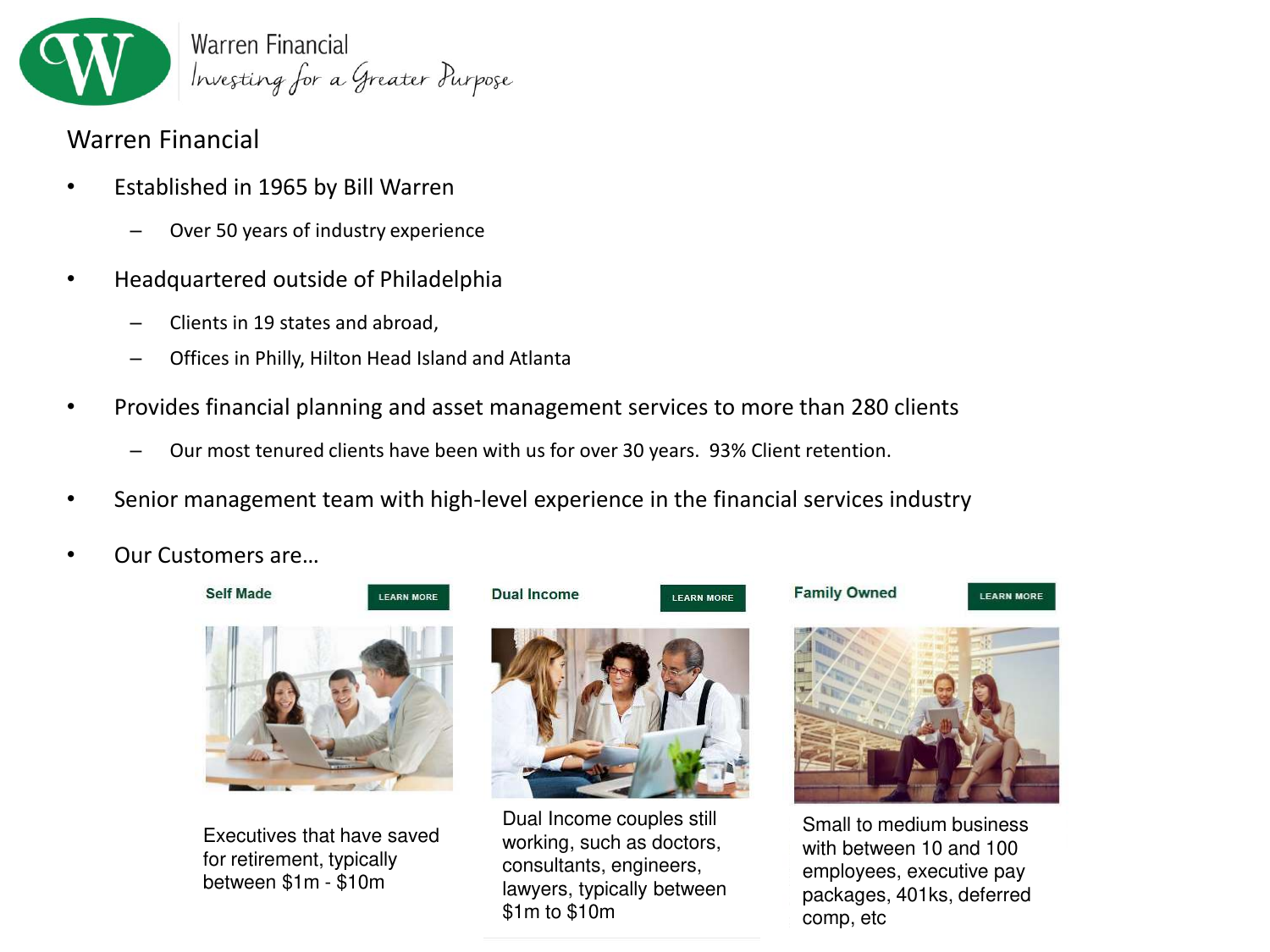Warren Financial
*Investing for a Greater Purpose*

## Warren Financial

- Established in 1965 by Bill Warren
  - Over 50 years of industry experience
- Headquartered outside of Philadelphia
  - Clients in 19 states and abroad,
  - Offices in Philly, Hilton Head Island and Atlanta
- Provides financial planning and asset management services to more than 280 clients
  - Our most tenured clients have been with us for over 30 years. 93% Client retention.
- Senior management team with high-level experience in the financial services industry
- Our Customers are…

**Self Made** LEARN MORE

Executives that have saved for retirement, typically between $1m - $10m

**Dual Income** LEARN MORE

Dual Income couples still working, such as doctors, consultants, engineers, lawyers, typically between $1m to $10m

**Family Owned** LEARN MORE

Small to medium business with between 10 and 100 employees, executive pay packages, 401ks, deferred comp, etc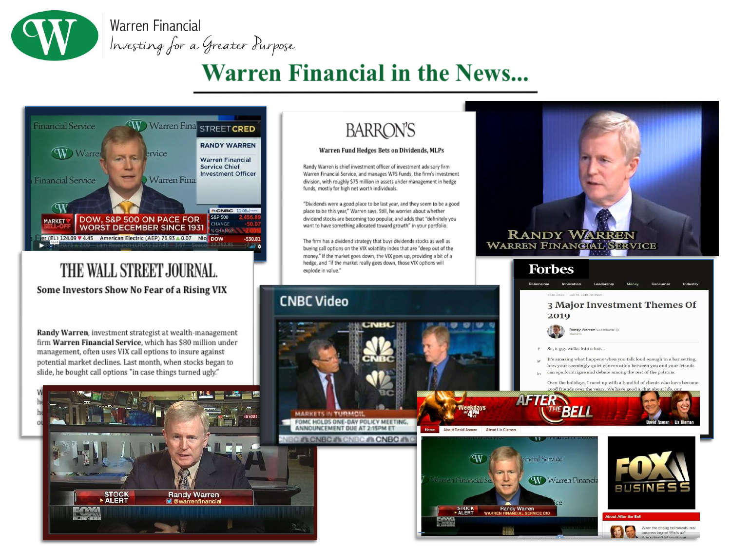Warren Financial

*Investing for a Greater Purpose*

# Warren Financial in the News...

STREET CRED

RANDY WARREN

Warren Financial Service Chief Investment Officer

MARKET SELL-OFF

DOW, S&P 500 ON PACE FOR WORST DECEMBER SINCE 1931

S&P 500 2,456.89

CHANGE -50.07

% CHANGE -2.00

DOW -530.81

## BARRON'S

### Warren Fund Hedges Bets on Dividends, MLPs

Randy Warren is chief investment officer of investment advisory firm Warren Financial Service, and manages WFS Funds, the firm's investment division, with roughly $75 million in assets under management in hedge funds, mostly for high net worth individuals.

"Dividends were a good place to be last year, and they seem to be a good place to be this year," Warren says. Still, he worries about whether dividend stocks are becoming too popular, and adds that "definitely you want to have something allocated toward growth" in your portfolio.

The firm has a dividend strategy that buys dividends stocks as well as buying call options on the VIX volatility index that are "deep out of the money." If the market goes down, the VIX goes up, providing a bit of a hedge, and "if the market really goes down, those VIX options will explode in value."

RANDY WARREN

WARREN FINANCIAL SERVICE

## THE WALL STREET JOURNAL

### Some Investors Show No Fear of a Rising VIX

**Randy Warren**, investment strategist at wealth-management firm **Warren Financial Service**, which has $80 million under management, often uses VIX call options to insure against potential market declines. Last month, when stocks began to slide, he bought call options "in case things turned ugly."

## Forbes

Billionaires | Innovation | Leadership | Money | Consumer | Industry

### 3 Major Investment Themes Of 2019

Randy Warren Contributor

So, a guy walks into a bar...

It's amazing what happens when you talk loud enough in a bar setting, how your seemingly quiet conversation between you and your friends can spark intrigue and debate among the rest of the patrons.

Over the holidays, I meet up with a handful of clients who have become good friends over the years. We have good a chat about life, our

## CNBC Video

MARKETS IN TURMOIL

FOMC HOLDS ONE-DAY POLICY MEETING, ANNOUNCEMENT DUE AT 2:15PM ET

STOCK ALERT

Randy Warren @warrenfinancial

AFTER THE BELL

Weekdays at 4PM ET

David Asman | Liz Claman

Home | About David Asman | About Liz Claman

STOCK ALERT

Randy Warren WARREN FINANCIAL SERVICE CIO

FOX BUSINESS

About After the Bell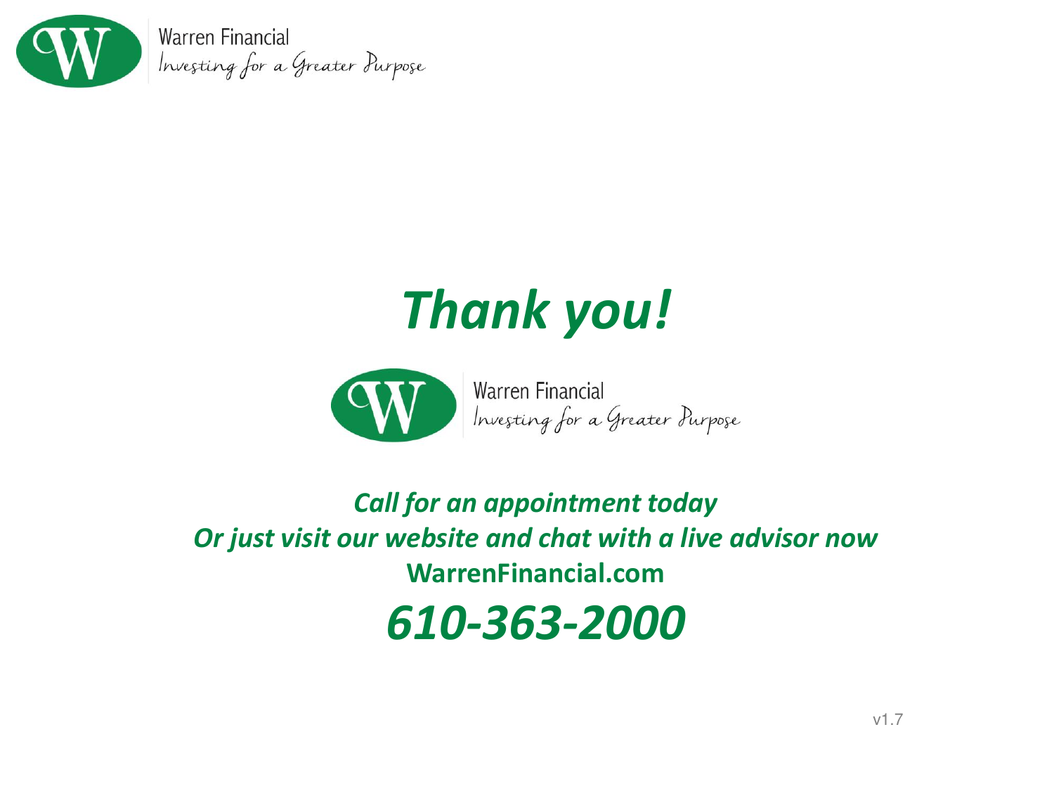Warren Financial
Investing for a Greater Purpose

# *Thank you!*

Warren Financial
Investing for a Greater Purpose

***Call for an appointment today***
***Or just visit our website and chat with a live advisor now***
**WarrenFinancial.com**

## *610-363-2000*

v1.7